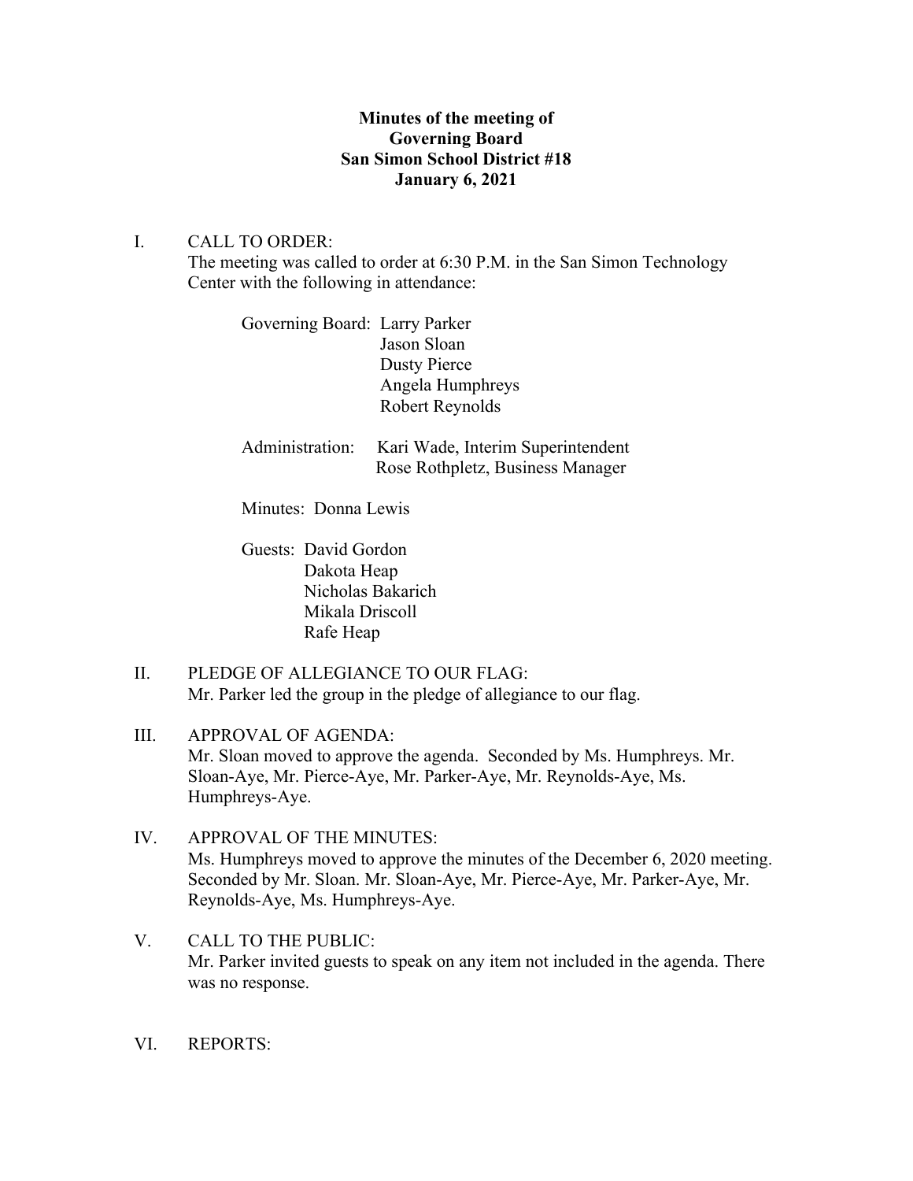**Minutes of the meeting of**
**Governing Board**
**San Simon School District #18**
**January 6, 2021**

I. CALL TO ORDER:
The meeting was called to order at 6:30 P.M. in the San Simon Technology Center with the following in attendance:

Governing Board: Larry Parker
Jason Sloan
Dusty Pierce
Angela Humphreys
Robert Reynolds

Administration: Kari Wade, Interim Superintendent
Rose Rothpletz, Business Manager

Minutes: Donna Lewis

Guests: David Gordon
Dakota Heap
Nicholas Bakarich
Mikala Driscoll
Rafe Heap

II. PLEDGE OF ALLEGIANCE TO OUR FLAG:
Mr. Parker led the group in the pledge of allegiance to our flag.

III. APPROVAL OF AGENDA:
Mr. Sloan moved to approve the agenda. Seconded by Ms. Humphreys. Mr. Sloan-Aye, Mr. Pierce-Aye, Mr. Parker-Aye, Mr. Reynolds-Aye, Ms. Humphreys-Aye.

IV. APPROVAL OF THE MINUTES:
Ms. Humphreys moved to approve the minutes of the December 6, 2020 meeting. Seconded by Mr. Sloan. Mr. Sloan-Aye, Mr. Pierce-Aye, Mr. Parker-Aye, Mr. Reynolds-Aye, Ms. Humphreys-Aye.

V. CALL TO THE PUBLIC:
Mr. Parker invited guests to speak on any item not included in the agenda. There was no response.

VI. REPORTS: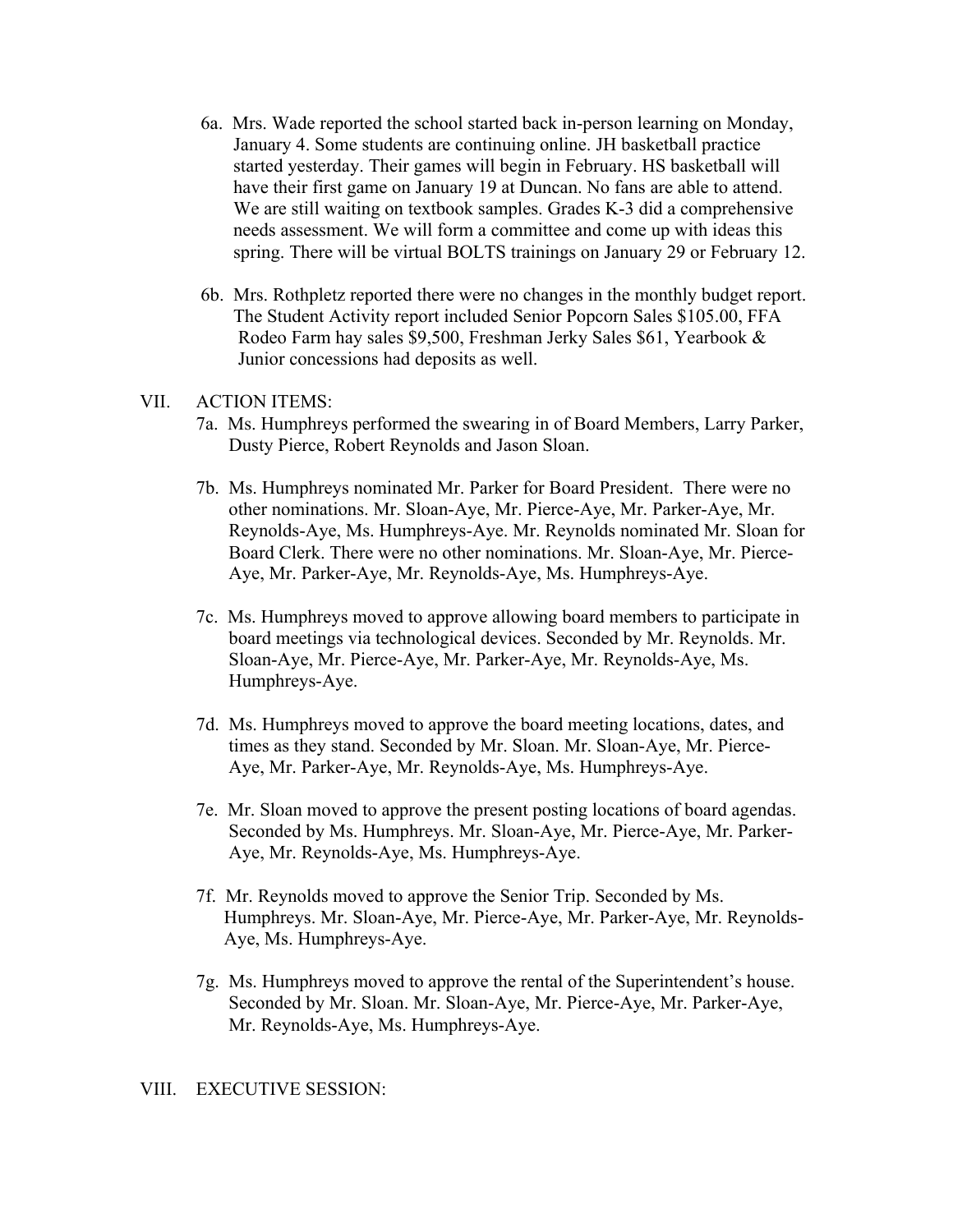6a. Mrs. Wade reported the school started back in-person learning on Monday, January 4. Some students are continuing online. JH basketball practice started yesterday. Their games will begin in February. HS basketball will have their first game on January 19 at Duncan. No fans are able to attend. We are still waiting on textbook samples. Grades K-3 did a comprehensive needs assessment. We will form a committee and come up with ideas this spring. There will be virtual BOLTS trainings on January 29 or February 12.

6b. Mrs. Rothpletz reported there were no changes in the monthly budget report. The Student Activity report included Senior Popcorn Sales $105.00, FFA Rodeo Farm hay sales $9,500, Freshman Jerky Sales $61, Yearbook & Junior concessions had deposits as well.

VII. ACTION ITEMS:

7a. Ms. Humphreys performed the swearing in of Board Members, Larry Parker, Dusty Pierce, Robert Reynolds and Jason Sloan.

7b. Ms. Humphreys nominated Mr. Parker for Board President. There were no other nominations. Mr. Sloan-Aye, Mr. Pierce-Aye, Mr. Parker-Aye, Mr. Reynolds-Aye, Ms. Humphreys-Aye. Mr. Reynolds nominated Mr. Sloan for Board Clerk. There were no other nominations. Mr. Sloan-Aye, Mr. Pierce-Aye, Mr. Parker-Aye, Mr. Reynolds-Aye, Ms. Humphreys-Aye.

7c. Ms. Humphreys moved to approve allowing board members to participate in board meetings via technological devices. Seconded by Mr. Reynolds. Mr. Sloan-Aye, Mr. Pierce-Aye, Mr. Parker-Aye, Mr. Reynolds-Aye, Ms. Humphreys-Aye.

7d. Ms. Humphreys moved to approve the board meeting locations, dates, and times as they stand. Seconded by Mr. Sloan. Mr. Sloan-Aye, Mr. Pierce-Aye, Mr. Parker-Aye, Mr. Reynolds-Aye, Ms. Humphreys-Aye.

7e. Mr. Sloan moved to approve the present posting locations of board agendas. Seconded by Ms. Humphreys. Mr. Sloan-Aye, Mr. Pierce-Aye, Mr. Parker-Aye, Mr. Reynolds-Aye, Ms. Humphreys-Aye.

7f. Mr. Reynolds moved to approve the Senior Trip. Seconded by Ms. Humphreys. Mr. Sloan-Aye, Mr. Pierce-Aye, Mr. Parker-Aye, Mr. Reynolds-Aye, Ms. Humphreys-Aye.

7g. Ms. Humphreys moved to approve the rental of the Superintendent's house. Seconded by Mr. Sloan. Mr. Sloan-Aye, Mr. Pierce-Aye, Mr. Parker-Aye, Mr. Reynolds-Aye, Ms. Humphreys-Aye.

VIII. EXECUTIVE SESSION: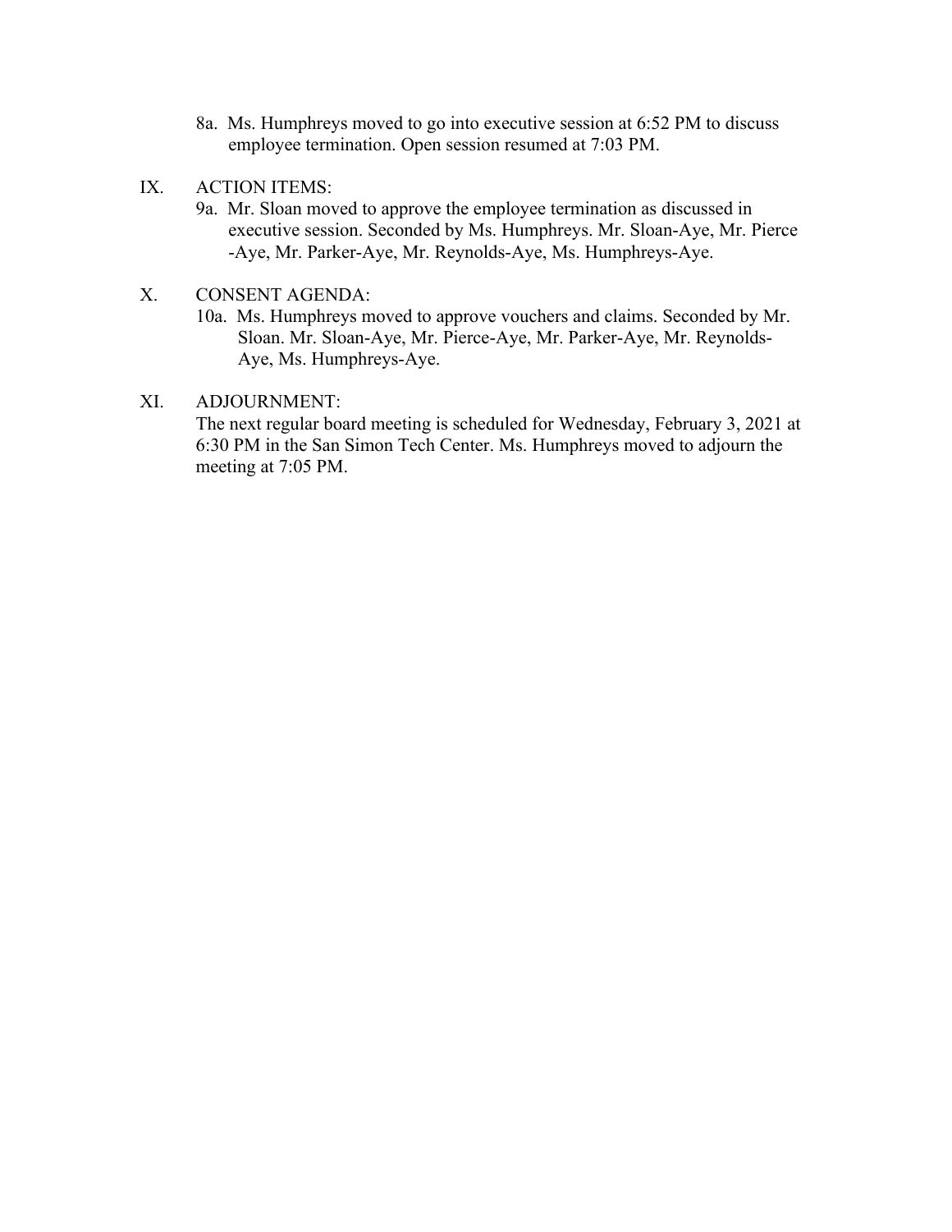8a. Ms. Humphreys moved to go into executive session at 6:52 PM to discuss employee termination. Open session resumed at 7:03 PM.

IX. ACTION ITEMS:

9a. Mr. Sloan moved to approve the employee termination as discussed in executive session. Seconded by Ms. Humphreys. Mr. Sloan-Aye, Mr. Pierce-Aye, Mr. Parker-Aye, Mr. Reynolds-Aye, Ms. Humphreys-Aye.

X. CONSENT AGENDA:

10a. Ms. Humphreys moved to approve vouchers and claims. Seconded by Mr. Sloan. Mr. Sloan-Aye, Mr. Pierce-Aye, Mr. Parker-Aye, Mr. Reynolds-Aye, Ms. Humphreys-Aye.

XI. ADJOURNMENT:

The next regular board meeting is scheduled for Wednesday, February 3, 2021 at 6:30 PM in the San Simon Tech Center. Ms. Humphreys moved to adjourn the meeting at 7:05 PM.